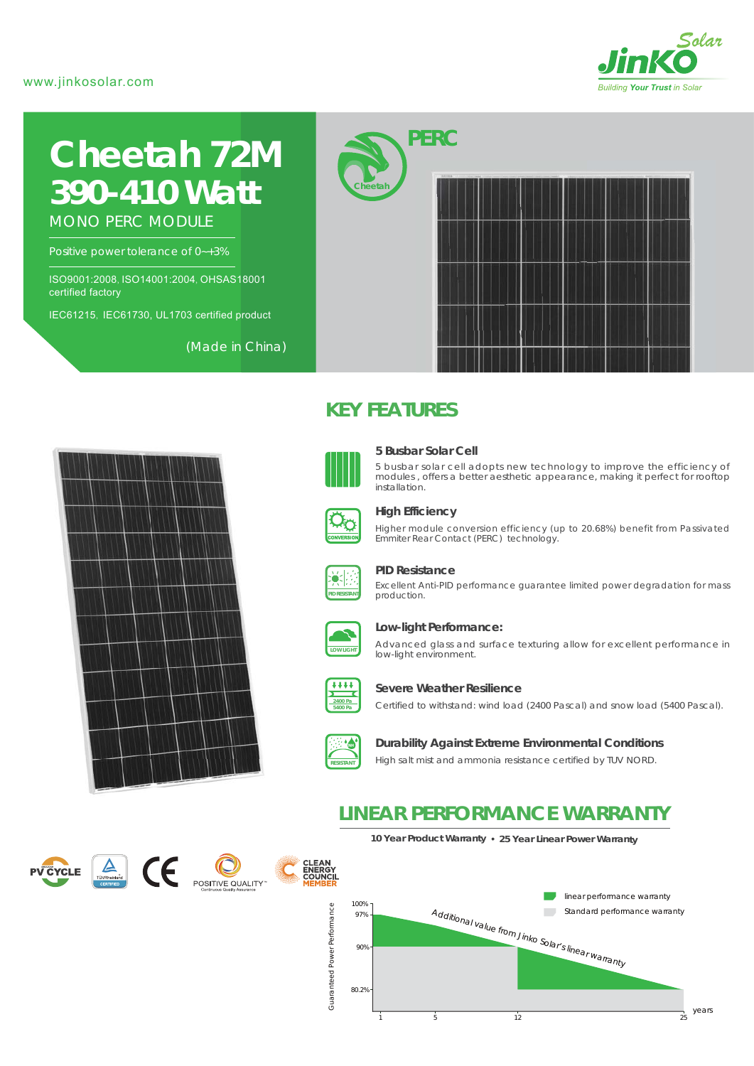www.jinkosolar.com

JinKO Solar
Building Your Trust in Solar

# Cheetah 72M 390-410 Watt

MONO PERC MODULE

Positive power tolerance of 0~+3%

ISO9001:2008, ISO14001:2004, OHSAS18001 certified factory

IEC61215, IEC61730, UL1703 certified product

(Made in China)

PERC

Cheetah

## KEY FEATURES

### 5 Busbar Solar Cell

5 busbar solar cell adopts new technology to improve the efficiency of modules, offers a better aesthetic appearance, making it perfect for rooftop installation.

### High Efficiency

Higher module conversion efficiency (up to 20.68%) benefit from Passivated Emmiter Rear Contact (PERC) technology.

### PID Resistance

Excellent Anti-PID performance guarantee limited power degradation for mass production.

### Low-light Performance:

Advanced glass and surface texturing allow for excellent performance in low-light environment.

### Severe Weather Resilience

Certified to withstand: wind load (2400 Pascal) and snow load (5400 Pascal).

### Durability Against Extreme Environmental Conditions

High salt mist and ammonia resistance certified by TUV NORD.

## LINEAR PERFORMANCE WARRANTY

**10 Year Product Warranty • 25 Year Linear Power Warranty**

- linear performance warranty
- Standard performance warranty

Additional value from Jinko Solar's linear warranty

Guaranteed Power Performance: 100%, 97%, 90%, 80.2%

years: 1, 5, 12, 25

PV CYCLE · TÜVRheinland CERTIFIED · CE · POSITIVE QUALITY Continuous Quality Assurance · CLEAN ENERGY COUNCIL MEMBER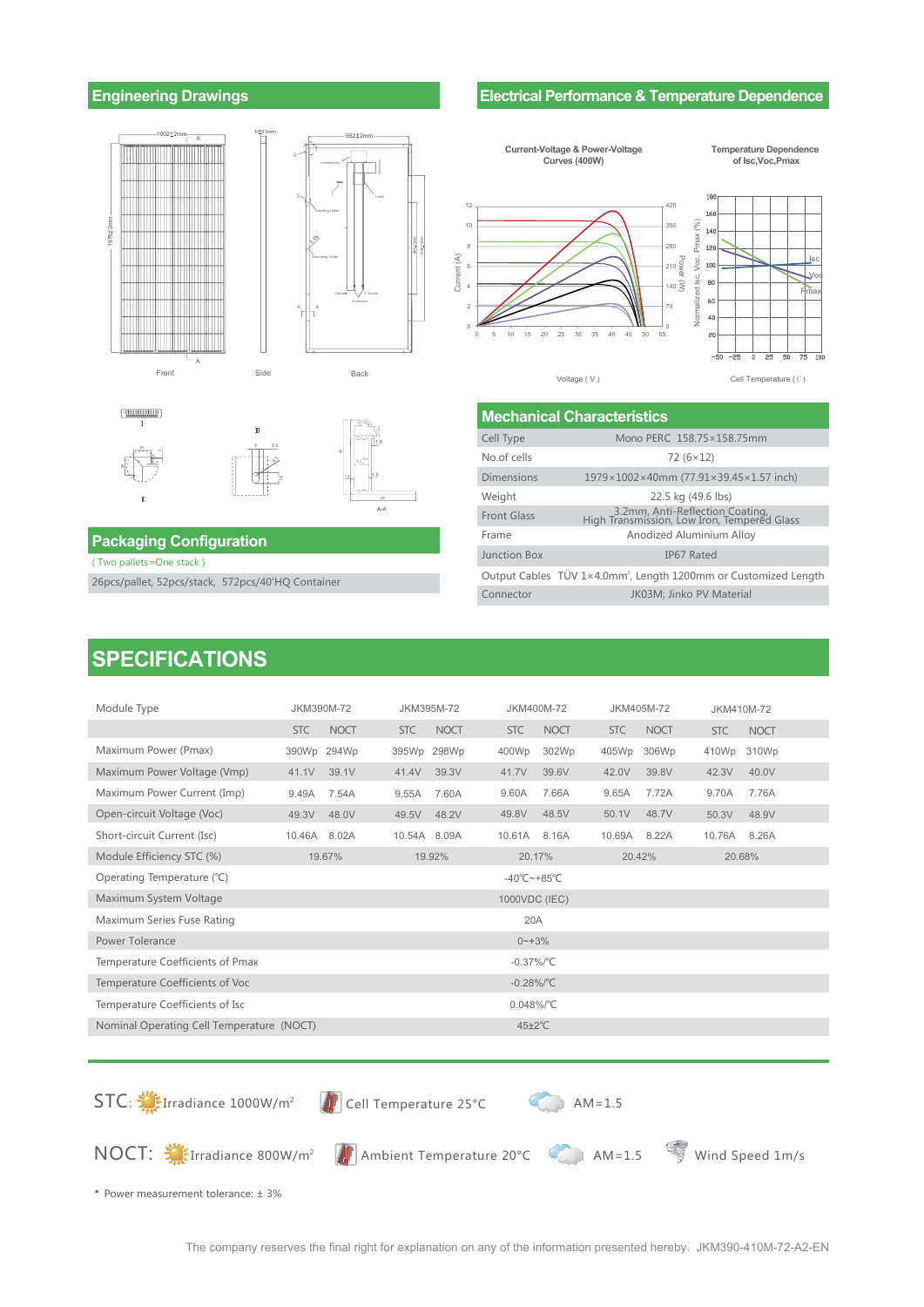## Engineering Drawings

1002±2mm
A
1979±2mm
H±0.5mm
952±2mm
Junction box
Label
Installing Holes
Grounding Holes
Cathode
Anode
Connector
A
A

Front

Side

Back

A-A

## Electrical Performance & Temperature Dependence

Current-Voltage & Power-Voltage Curves (400W)

Current (A)
0
2
4
6
8
10
12

Power (W)
0
70
140
210
280
350
420

0 5 10 15 20 25 30 35 40 45 50 55

Voltage ( V )

Temperature Dependence of Isc,Voc,Pmax

Normalized Isc, Voc, Pmax (%)
20
40
60
80
100
120
140
160
180

Isc
Voc
Pmax

−50 −25 0 25 50 75 100

Cell Temperature (℃)

## Mechanical Characteristics

| | |
|---|---|
| Cell Type | Mono PERC 158.75×158.75mm |
| No.of cells | 72 (6×12) |
| Dimensions | 1979×1002×40mm (77.91×39.45×1.57 inch) |
| Weight | 22.5 kg (49.6 lbs) |
| Front Glass | 3.2mm, Anti-Reflection Coating, High Transmission, Low Iron, Tempered Glass |
| Frame | Anodized Aluminium Alloy |
| Junction Box | IP67 Rated |
| Output Cables | TÜV 1×4.0mm², Length 1200mm or Customized Length |
| Connector | JK03M; Jinko PV Material |

## Packaging Configuration

( Two pallets=One stack )

26pcs/pallet, 52pcs/stack, 572pcs/40'HQ Container

# SPECIFICATIONS

| Module Type | JKM390M-72 | | JKM395M-72 | | JKM400M-72 | | JKM405M-72 | | JKM410M-72 | |
|---|---|---|---|---|---|---|---|---|---|---|
| | STC | NOCT | STC | NOCT | STC | NOCT | STC | NOCT | STC | NOCT |
| Maximum Power (Pmax) | 390Wp | 294Wp | 395Wp | 298Wp | 400Wp | 302Wp | 405Wp | 306Wp | 410Wp | 310Wp |
| Maximum Power Voltage (Vmp) | 41.1V | 39.1V | 41.4V | 39.3V | 41.7V | 39.6V | 42.0V | 39.8V | 42.3V | 40.0V |
| Maximum Power Current (Imp) | 9.49A | 7.54A | 9.55A | 7.60A | 9.60A | 7.66A | 9.65A | 7.72A | 9.70A | 7.76A |
| Open-circuit Voltage (Voc) | 49.3V | 48.0V | 49.5V | 48.2V | 49.8V | 48.5V | 50.1V | 48.7V | 50.3V | 48.9V |
| Short-circuit Current (Isc) | 10.46A | 8.02A | 10.54A | 8.09A | 10.61A | 8.16A | 10.69A | 8.22A | 10.76A | 8.26A |
| Module Efficiency STC (%) | 19.67% | | 19.92% | | 20.17% | | 20.42% | | 20.68% | |
| Operating Temperature (℃) | -40℃~+85℃ | | | | | | | | | |
| Maximum System Voltage | 1000VDC (IEC) | | | | | | | | | |
| Maximum Series Fuse Rating | 20A | | | | | | | | | |
| Power Tolerance | 0~+3% | | | | | | | | | |
| Temperature Coefficients of Pmax | -0.37%/℃ | | | | | | | | | |
| Temperature Coefficients of Voc | -0.28%/℃ | | | | | | | | | |
| Temperature Coefficients of Isc | 0.048%/℃ | | | | | | | | | |
| Nominal Operating Cell Temperature (NOCT) | 45±2℃ | | | | | | | | | |

STC: Irradiance 1000W/m² Cell Temperature 25°C AM=1.5

NOCT: Irradiance 800W/m² Ambient Temperature 20°C AM=1.5 Wind Speed 1m/s

* Power measurement tolerance: ± 3%

The company reserves the final right for explanation on any of the information presented hereby. JKM390-410M-72-A2-EN